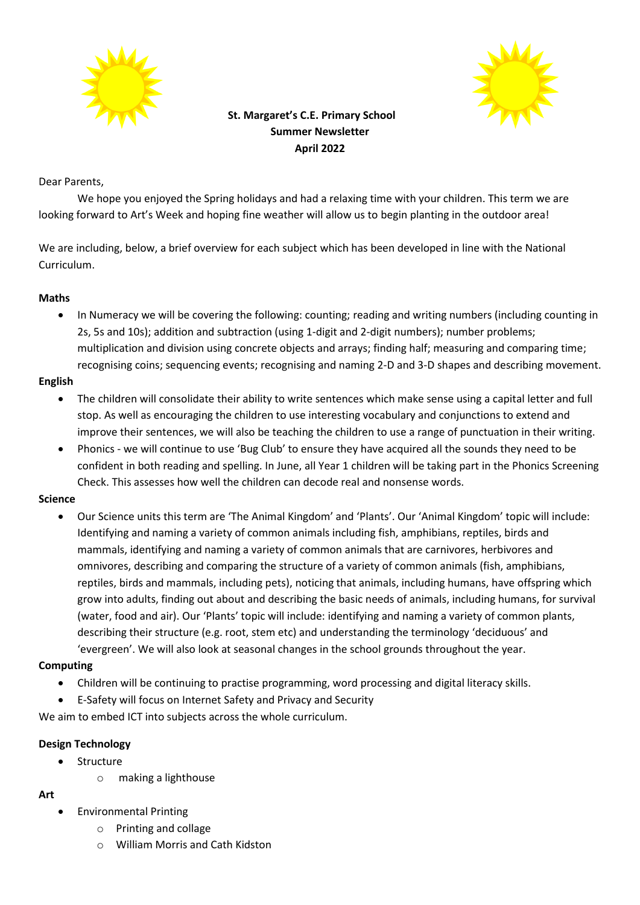**St. Margaret's C.E. Primary School**
**Summer Newsletter**
**April 2022**

Dear Parents,

We hope you enjoyed the Spring holidays and had a relaxing time with your children. This term we are looking forward to Art's Week and hoping fine weather will allow us to begin planting in the outdoor area!

We are including, below, a brief overview for each subject which has been developed in line with the National Curriculum.

**Maths**

- In Numeracy we will be covering the following: counting; reading and writing numbers (including counting in 2s, 5s and 10s); addition and subtraction (using 1-digit and 2-digit numbers); number problems; multiplication and division using concrete objects and arrays; finding half; measuring and comparing time; recognising coins; sequencing events; recognising and naming 2-D and 3-D shapes and describing movement.

**English**

- The children will consolidate their ability to write sentences which make sense using a capital letter and full stop. As well as encouraging the children to use interesting vocabulary and conjunctions to extend and improve their sentences, we will also be teaching the children to use a range of punctuation in their writing.
- Phonics - we will continue to use 'Bug Club' to ensure they have acquired all the sounds they need to be confident in both reading and spelling. In June, all Year 1 children will be taking part in the Phonics Screening Check. This assesses how well the children can decode real and nonsense words.

**Science**

- Our Science units this term are 'The Animal Kingdom' and 'Plants'. Our 'Animal Kingdom' topic will include: Identifying and naming a variety of common animals including fish, amphibians, reptiles, birds and mammals, identifying and naming a variety of common animals that are carnivores, herbivores and omnivores, describing and comparing the structure of a variety of common animals (fish, amphibians, reptiles, birds and mammals, including pets), noticing that animals, including humans, have offspring which grow into adults, finding out about and describing the basic needs of animals, including humans, for survival (water, food and air). Our 'Plants' topic will include: identifying and naming a variety of common plants, describing their structure (e.g. root, stem etc) and understanding the terminology 'deciduous' and 'evergreen'. We will also look at seasonal changes in the school grounds throughout the year.

**Computing**

- Children will be continuing to practise programming, word processing and digital literacy skills.
- E-Safety will focus on Internet Safety and Privacy and Security

We aim to embed ICT into subjects across the whole curriculum.

**Design Technology**

- Structure
  - making a lighthouse

**Art**

- Environmental Printing
  - Printing and collage
  - William Morris and Cath Kidston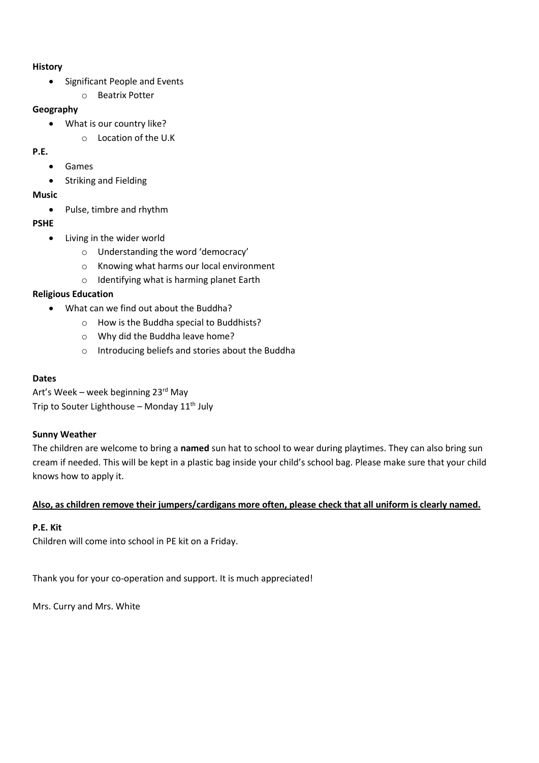**History**

- Significant People and Events
    - Beatrix Potter

**Geography**

- What is our country like?
    - Location of the U.K

**P.E.**

- Games
- Striking and Fielding

**Music**

- Pulse, timbre and rhythm

**PSHE**

- Living in the wider world
    - Understanding the word 'democracy'
    - Knowing what harms our local environment
    - Identifying what is harming planet Earth

**Religious Education**

- What can we find out about the Buddha?
    - How is the Buddha special to Buddhists?
    - Why did the Buddha leave home?
    - Introducing beliefs and stories about the Buddha

**Dates**

Art's Week – week beginning 23rd May
Trip to Souter Lighthouse – Monday 11th July

**Sunny Weather**

The children are welcome to bring a **named** sun hat to school to wear during playtimes. They can also bring sun cream if needed. This will be kept in a plastic bag inside your child's school bag. Please make sure that your child knows how to apply it.

**Also, as children remove their jumpers/cardigans more often, please check that all uniform is clearly named.**

**P.E. Kit**

Children will come into school in PE kit on a Friday.

Thank you for your co-operation and support. It is much appreciated!

Mrs. Curry and Mrs. White